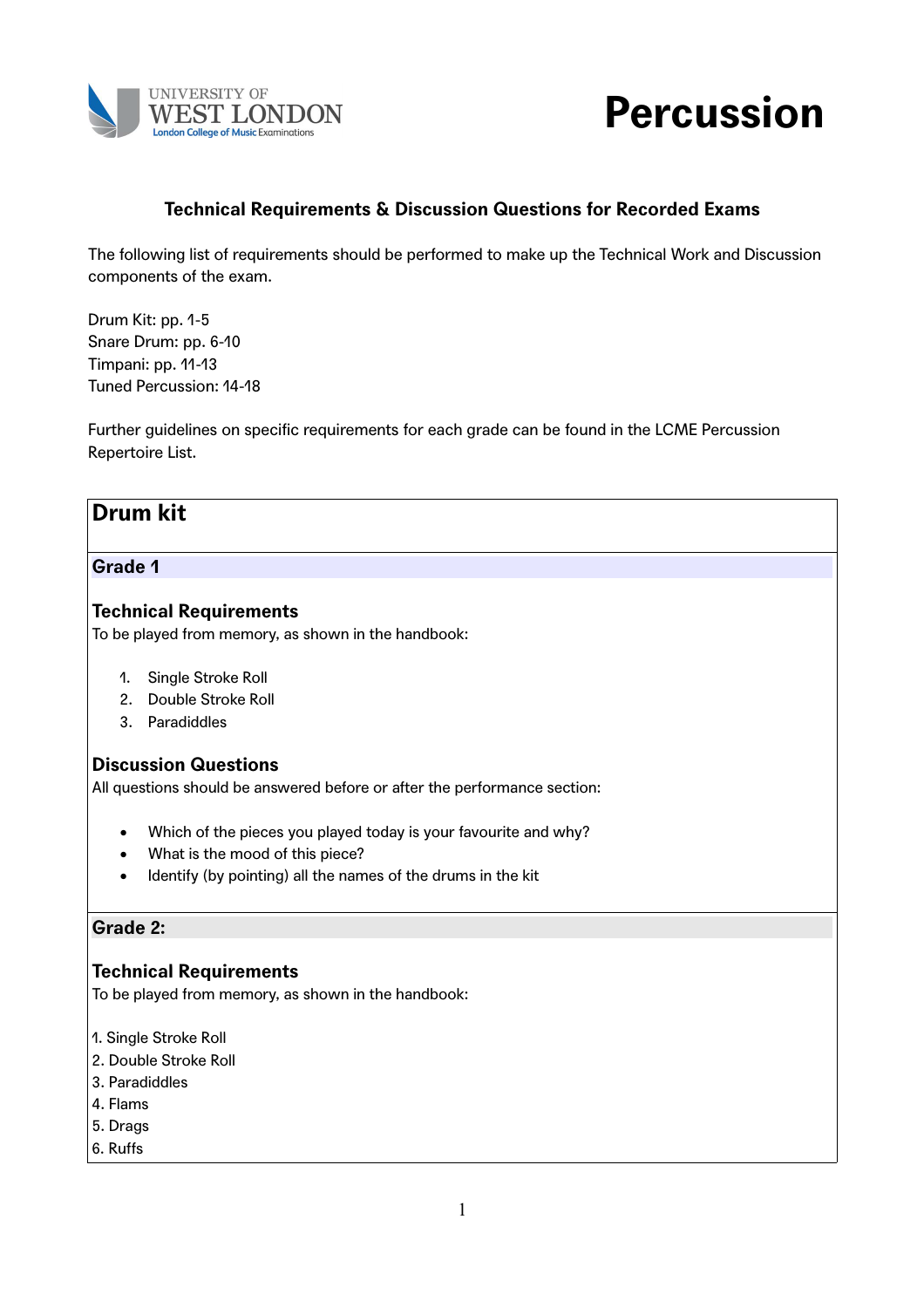UNIVERSITY OF WEST LONDON
London College of Music Examinations

# Percussion

### Technical Requirements & Discussion Questions for Recorded Exams

The following list of requirements should be performed to make up the Technical Work and Discussion components of the exam.

Drum Kit: pp. 1-5
Snare Drum: pp. 6-10
Timpani: pp. 11-13
Tuned Percussion: 14-18

Further guidelines on specific requirements for each grade can be found in the LCME Percussion Repertoire List.

## Drum kit

### Grade 1

#### Technical Requirements

To be played from memory, as shown in the handbook:

1. Single Stroke Roll
2. Double Stroke Roll
3. Paradiddles

#### Discussion Questions

All questions should be answered before or after the performance section:

- Which of the pieces you played today is your favourite and why?
- What is the mood of this piece?
- Identify (by pointing) all the names of the drums in the kit

### Grade 2:

#### Technical Requirements

To be played from memory, as shown in the handbook:

1. Single Stroke Roll
2. Double Stroke Roll
3. Paradiddles
4. Flams
5. Drags
6. Ruffs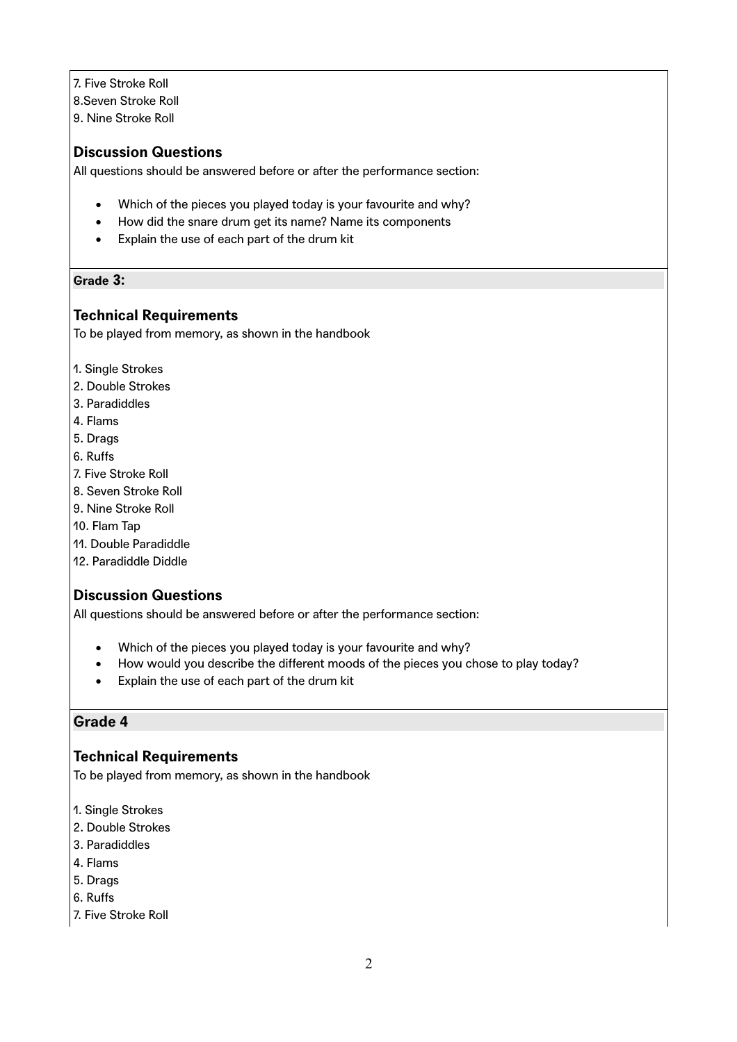7. Five Stroke Roll
8.Seven Stroke Roll
9. Nine Stroke Roll

### Discussion Questions

All questions should be answered before or after the performance section:

- Which of the pieces you played today is your favourite and why?
- How did the snare drum get its name? Name its components
- Explain the use of each part of the drum kit

## Grade 3:

### Technical Requirements

To be played from memory, as shown in the handbook

1. Single Strokes
2. Double Strokes
3. Paradiddles
4. Flams
5. Drags
6. Ruffs
7. Five Stroke Roll
8. Seven Stroke Roll
9. Nine Stroke Roll
10. Flam Tap
11. Double Paradiddle
12. Paradiddle Diddle

### Discussion Questions

All questions should be answered before or after the performance section:

- Which of the pieces you played today is your favourite and why?
- How would you describe the different moods of the pieces you chose to play today?
- Explain the use of each part of the drum kit

## Grade 4

### Technical Requirements

To be played from memory, as shown in the handbook

1. Single Strokes
2. Double Strokes
3. Paradiddles
4. Flams
5. Drags
6. Ruffs
7. Five Stroke Roll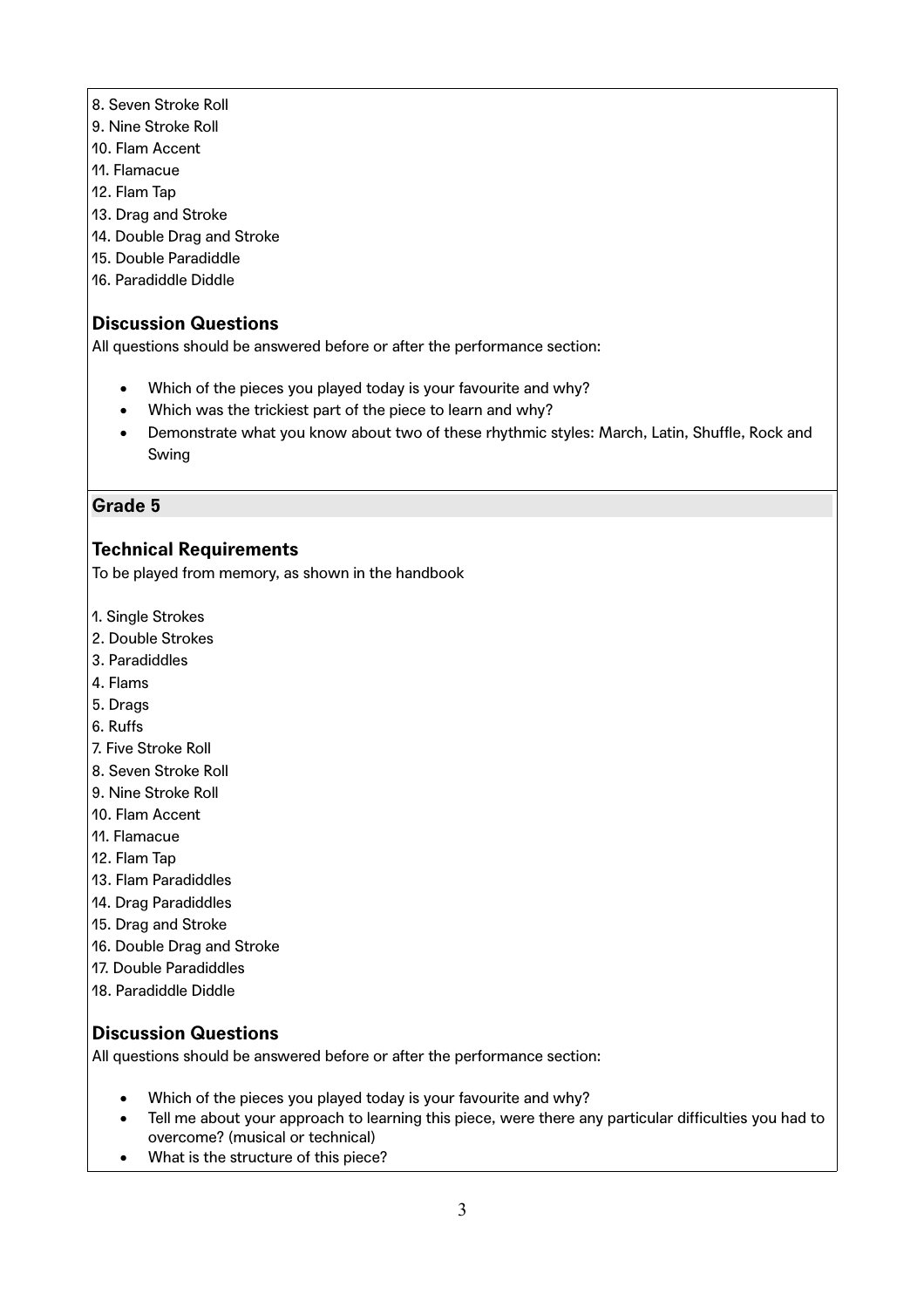8. Seven Stroke Roll
9. Nine Stroke Roll
10. Flam Accent
11. Flamacue
12. Flam Tap
13. Drag and Stroke
14. Double Drag and Stroke
15. Double Paradiddle
16. Paradiddle Diddle

### Discussion Questions

All questions should be answered before or after the performance section:

- Which of the pieces you played today is your favourite and why?
- Which was the trickiest part of the piece to learn and why?
- Demonstrate what you know about two of these rhythmic styles: March, Latin, Shuffle, Rock and Swing

## Grade 5

### Technical Requirements

To be played from memory, as shown in the handbook

1. Single Strokes
2. Double Strokes
3. Paradiddles
4. Flams
5. Drags
6. Ruffs
7. Five Stroke Roll
8. Seven Stroke Roll
9. Nine Stroke Roll
10. Flam Accent
11. Flamacue
12. Flam Tap
13. Flam Paradiddles
14. Drag Paradiddles
15. Drag and Stroke
16. Double Drag and Stroke
17. Double Paradiddles
18. Paradiddle Diddle

### Discussion Questions

All questions should be answered before or after the performance section:

- Which of the pieces you played today is your favourite and why?
- Tell me about your approach to learning this piece, were there any particular difficulties you had to overcome? (musical or technical)
- What is the structure of this piece?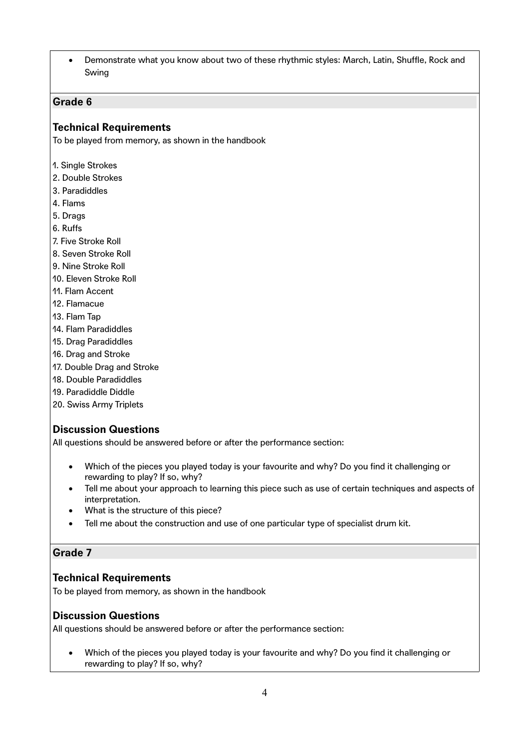- Demonstrate what you know about two of these rhythmic styles: March, Latin, Shuffle, Rock and Swing

## Grade 6

### Technical Requirements

To be played from memory, as shown in the handbook

1. Single Strokes
2. Double Strokes
3. Paradiddles
4. Flams
5. Drags
6. Ruffs
7. Five Stroke Roll
8. Seven Stroke Roll
9. Nine Stroke Roll
10. Eleven Stroke Roll
11. Flam Accent
12. Flamacue
13. Flam Tap
14. Flam Paradiddles
15. Drag Paradiddles
16. Drag and Stroke
17. Double Drag and Stroke
18. Double Paradiddles
19. Paradiddle Diddle
20. Swiss Army Triplets

### Discussion Questions

All questions should be answered before or after the performance section:

- Which of the pieces you played today is your favourite and why? Do you find it challenging or rewarding to play? If so, why?
- Tell me about your approach to learning this piece such as use of certain techniques and aspects of interpretation.
- What is the structure of this piece?
- Tell me about the construction and use of one particular type of specialist drum kit.

## Grade 7

### Technical Requirements

To be played from memory, as shown in the handbook

### Discussion Questions

All questions should be answered before or after the performance section:

- Which of the pieces you played today is your favourite and why? Do you find it challenging or rewarding to play? If so, why?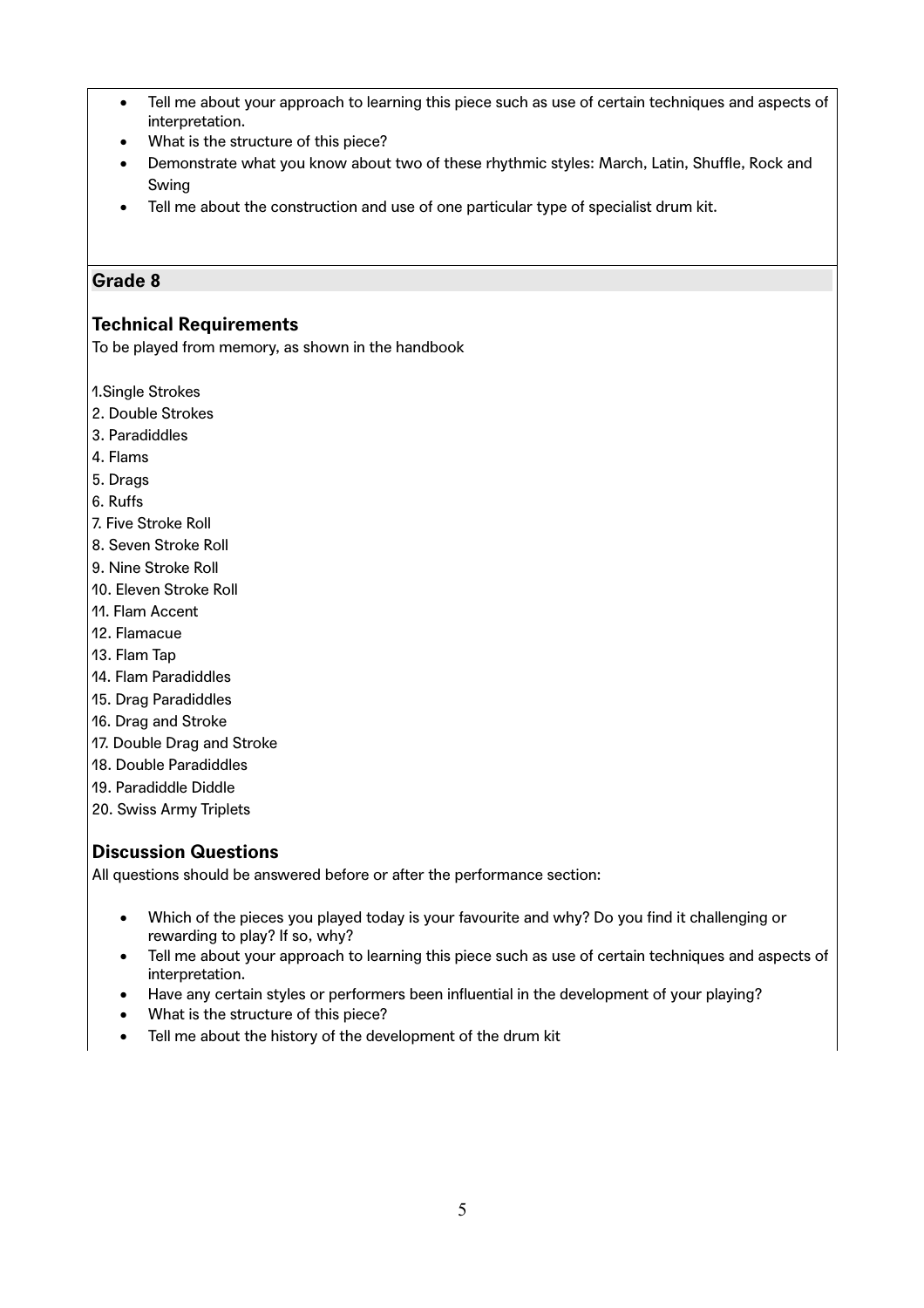- Tell me about your approach to learning this piece such as use of certain techniques and aspects of interpretation.
- What is the structure of this piece?
- Demonstrate what you know about two of these rhythmic styles: March, Latin, Shuffle, Rock and Swing
- Tell me about the construction and use of one particular type of specialist drum kit.

## Grade 8

### Technical Requirements

To be played from memory, as shown in the handbook

1. Single Strokes
2. Double Strokes
3. Paradiddles
4. Flams
5. Drags
6. Ruffs
7. Five Stroke Roll
8. Seven Stroke Roll
9. Nine Stroke Roll
10. Eleven Stroke Roll
11. Flam Accent
12. Flamacue
13. Flam Tap
14. Flam Paradiddles
15. Drag Paradiddles
16. Drag and Stroke
17. Double Drag and Stroke
18. Double Paradiddles
19. Paradiddle Diddle
20. Swiss Army Triplets

### Discussion Questions

All questions should be answered before or after the performance section:

- Which of the pieces you played today is your favourite and why? Do you find it challenging or rewarding to play? If so, why?
- Tell me about your approach to learning this piece such as use of certain techniques and aspects of interpretation.
- Have any certain styles or performers been influential in the development of your playing?
- What is the structure of this piece?
- Tell me about the history of the development of the drum kit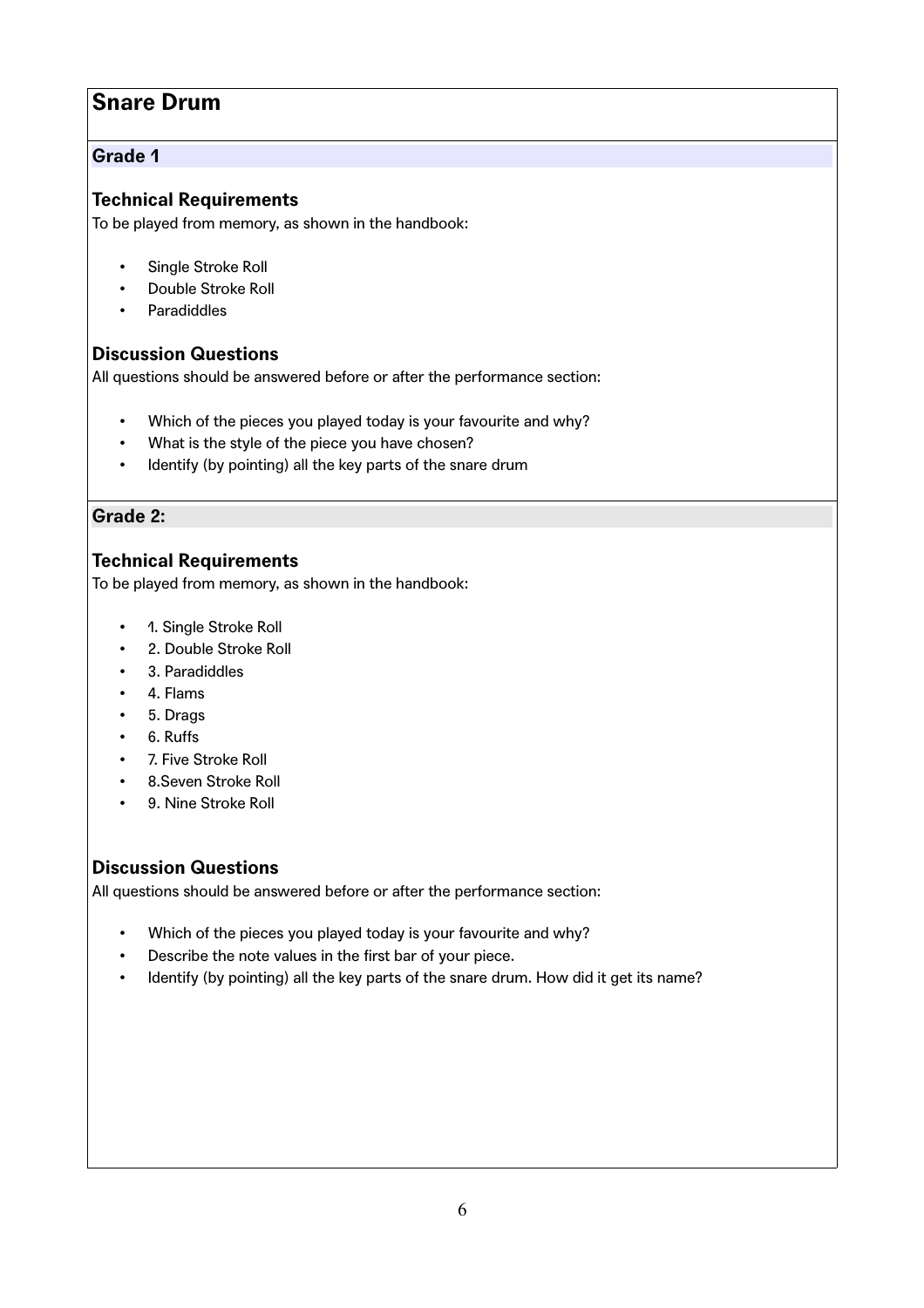# Snare Drum

## Grade 1

### Technical Requirements

To be played from memory, as shown in the handbook:

- Single Stroke Roll
- Double Stroke Roll
- Paradiddles

### Discussion Questions

All questions should be answered before or after the performance section:

- Which of the pieces you played today is your favourite and why?
- What is the style of the piece you have chosen?
- Identify (by pointing) all the key parts of the snare drum

## Grade 2:

### Technical Requirements

To be played from memory, as shown in the handbook:

- 1. Single Stroke Roll
- 2. Double Stroke Roll
- 3. Paradiddles
- 4. Flams
- 5. Drags
- 6. Ruffs
- 7. Five Stroke Roll
- 8.Seven Stroke Roll
- 9. Nine Stroke Roll

### Discussion Questions

All questions should be answered before or after the performance section:

- Which of the pieces you played today is your favourite and why?
- Describe the note values in the first bar of your piece.
- Identify (by pointing) all the key parts of the snare drum. How did it get its name?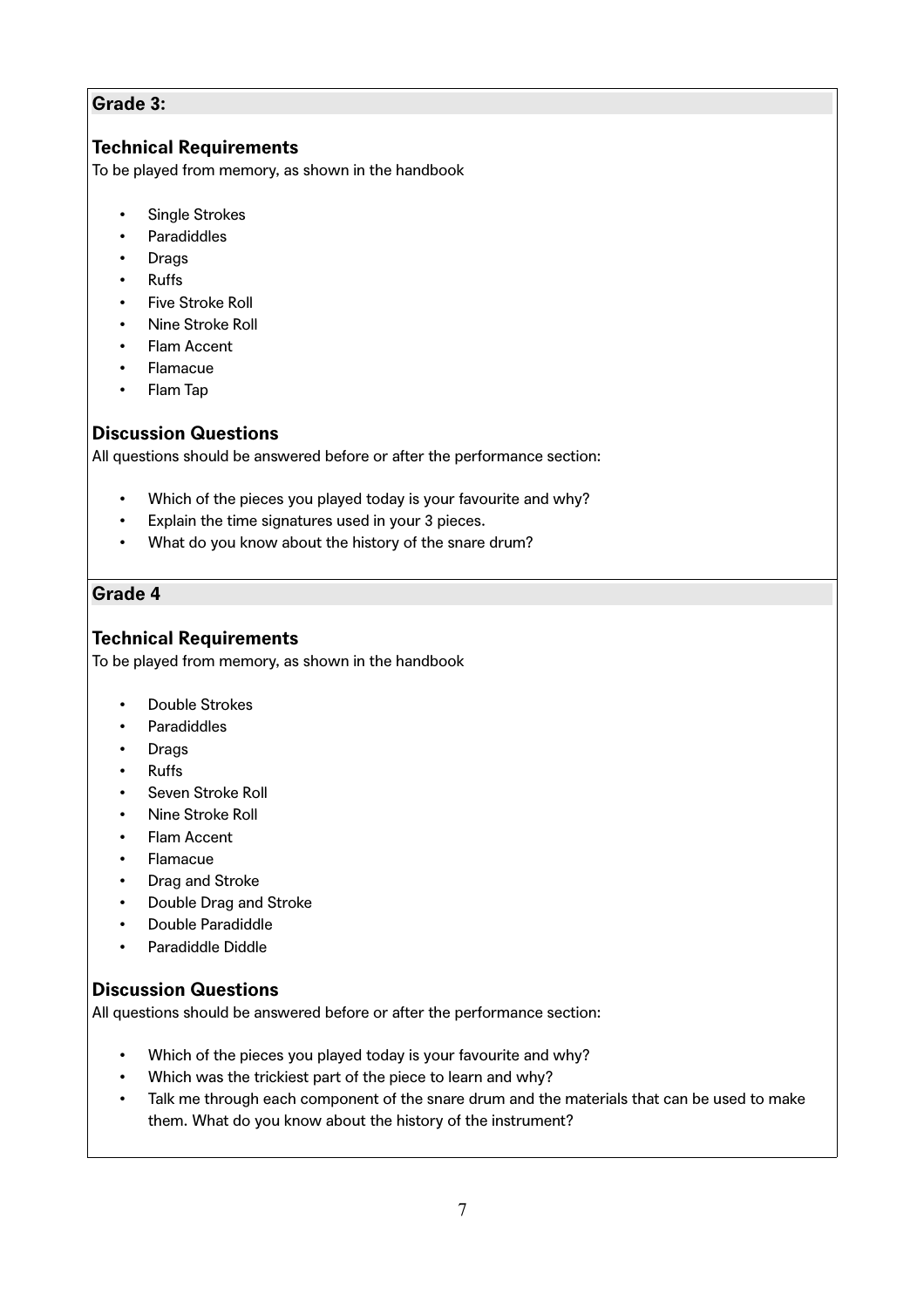## Grade 3:

### Technical Requirements

To be played from memory, as shown in the handbook

- Single Strokes
- Paradiddles
- Drags
- Ruffs
- Five Stroke Roll
- Nine Stroke Roll
- Flam Accent
- Flamacue
- Flam Tap

### Discussion Questions

All questions should be answered before or after the performance section:

- Which of the pieces you played today is your favourite and why?
- Explain the time signatures used in your 3 pieces.
- What do you know about the history of the snare drum?

## Grade 4

### Technical Requirements

To be played from memory, as shown in the handbook

- Double Strokes
- Paradiddles
- Drags
- Ruffs
- Seven Stroke Roll
- Nine Stroke Roll
- Flam Accent
- Flamacue
- Drag and Stroke
- Double Drag and Stroke
- Double Paradiddle
- Paradiddle Diddle

### Discussion Questions

All questions should be answered before or after the performance section:

- Which of the pieces you played today is your favourite and why?
- Which was the trickiest part of the piece to learn and why?
- Talk me through each component of the snare drum and the materials that can be used to make them. What do you know about the history of the instrument?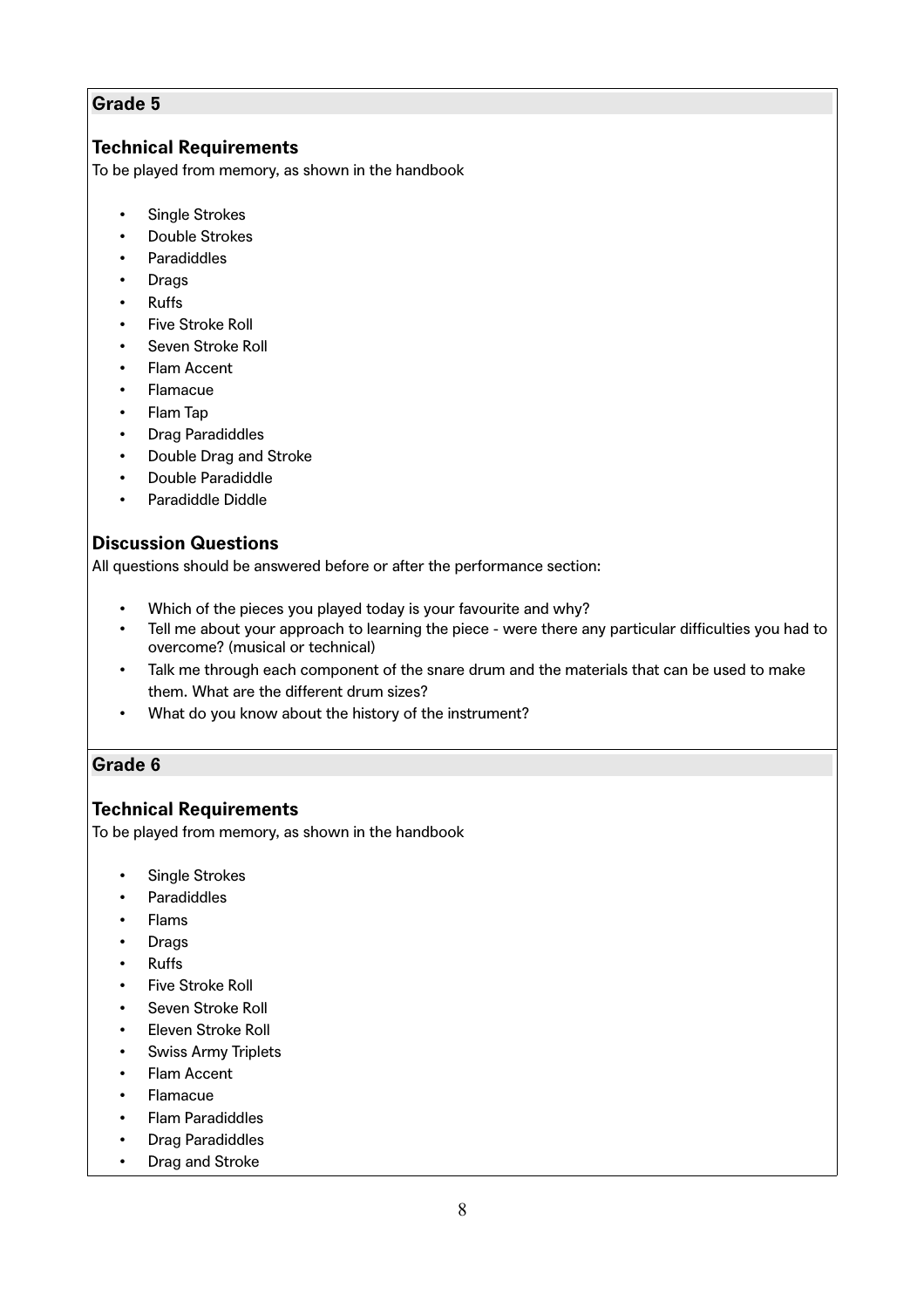## Grade 5

### Technical Requirements

To be played from memory, as shown in the handbook

- Single Strokes
- Double Strokes
- Paradiddles
- Drags
- Ruffs
- Five Stroke Roll
- Seven Stroke Roll
- Flam Accent
- Flamacue
- Flam Tap
- Drag Paradiddles
- Double Drag and Stroke
- Double Paradiddle
- Paradiddle Diddle

### Discussion Questions

All questions should be answered before or after the performance section:

- Which of the pieces you played today is your favourite and why?
- Tell me about your approach to learning the piece - were there any particular difficulties you had to overcome? (musical or technical)
- Talk me through each component of the snare drum and the materials that can be used to make them. What are the different drum sizes?
- What do you know about the history of the instrument?

## Grade 6

### Technical Requirements

To be played from memory, as shown in the handbook

- Single Strokes
- Paradiddles
- Flams
- Drags
- Ruffs
- Five Stroke Roll
- Seven Stroke Roll
- Eleven Stroke Roll
- Swiss Army Triplets
- Flam Accent
- Flamacue
- Flam Paradiddles
- Drag Paradiddles
- Drag and Stroke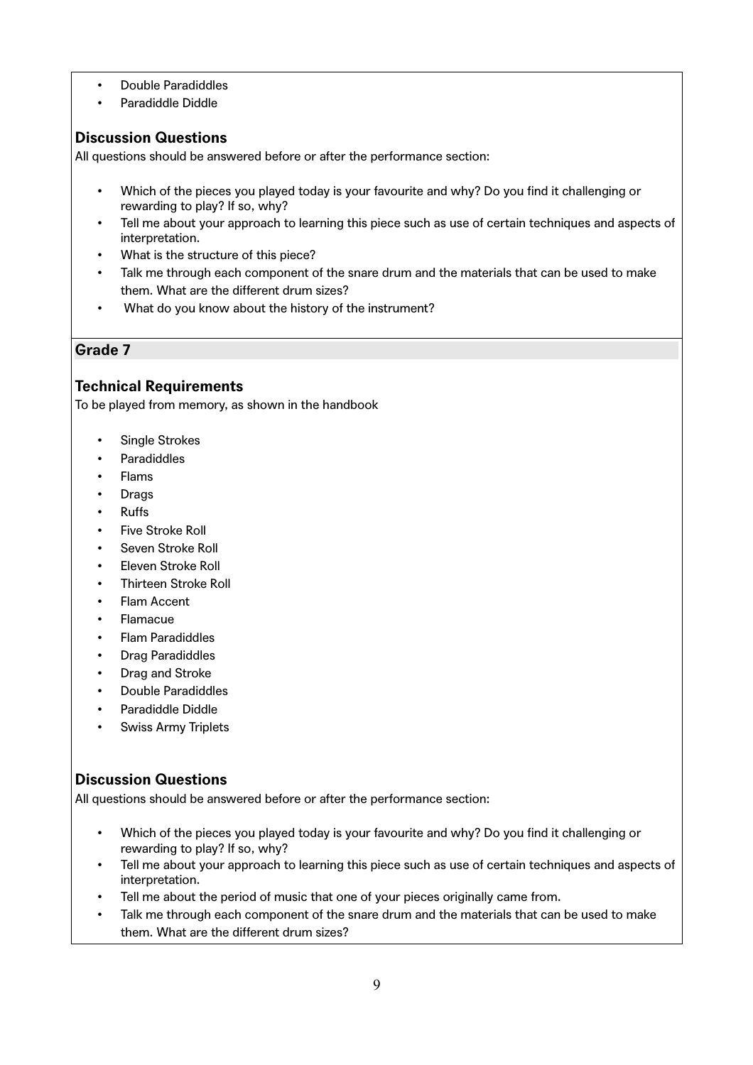- Double Paradiddles
- Paradiddle Diddle

### Discussion Questions

All questions should be answered before or after the performance section:

- Which of the pieces you played today is your favourite and why? Do you find it challenging or rewarding to play? If so, why?
- Tell me about your approach to learning this piece such as use of certain techniques and aspects of interpretation.
- What is the structure of this piece?
- Talk me through each component of the snare drum and the materials that can be used to make them. What are the different drum sizes?
- What do you know about the history of the instrument?

## Grade 7

### Technical Requirements

To be played from memory, as shown in the handbook

- Single Strokes
- Paradiddles
- Flams
- Drags
- Ruffs
- Five Stroke Roll
- Seven Stroke Roll
- Eleven Stroke Roll
- Thirteen Stroke Roll
- Flam Accent
- Flamacue
- Flam Paradiddles
- Drag Paradiddles
- Drag and Stroke
- Double Paradiddles
- Paradiddle Diddle
- Swiss Army Triplets

### Discussion Questions

All questions should be answered before or after the performance section:

- Which of the pieces you played today is your favourite and why? Do you find it challenging or rewarding to play? If so, why?
- Tell me about your approach to learning this piece such as use of certain techniques and aspects of interpretation.
- Tell me about the period of music that one of your pieces originally came from.
- Talk me through each component of the snare drum and the materials that can be used to make them. What are the different drum sizes?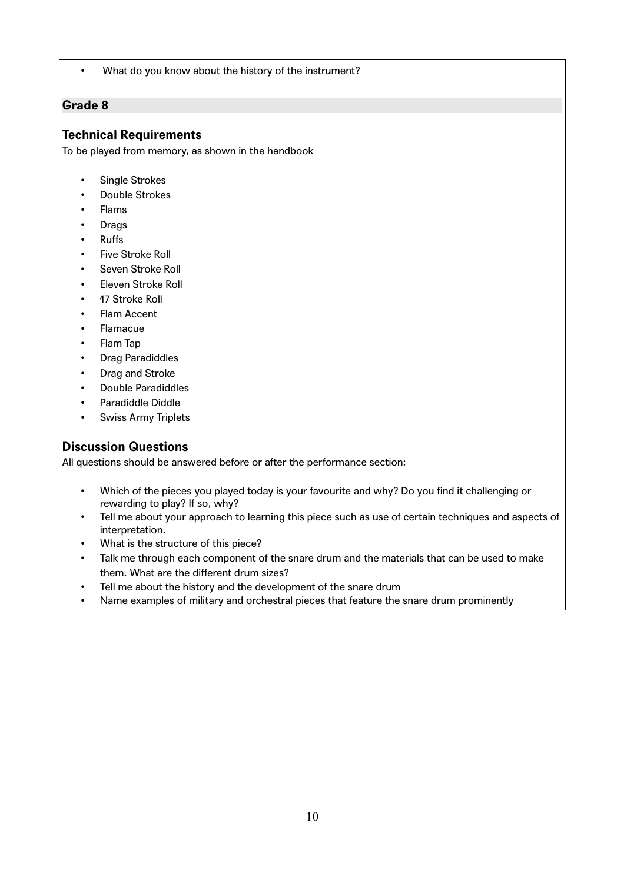- What do you know about the history of the instrument?

## Grade 8

### Technical Requirements

To be played from memory, as shown in the handbook

- Single Strokes
- Double Strokes
- Flams
- Drags
- Ruffs
- Five Stroke Roll
- Seven Stroke Roll
- Eleven Stroke Roll
- 17 Stroke Roll
- Flam Accent
- Flamacue
- Flam Tap
- Drag Paradiddles
- Drag and Stroke
- Double Paradiddles
- Paradiddle Diddle
- Swiss Army Triplets

### Discussion Questions

All questions should be answered before or after the performance section:

- Which of the pieces you played today is your favourite and why? Do you find it challenging or rewarding to play? If so, why?
- Tell me about your approach to learning this piece such as use of certain techniques and aspects of interpretation.
- What is the structure of this piece?
- Talk me through each component of the snare drum and the materials that can be used to make them. What are the different drum sizes?
- Tell me about the history and the development of the snare drum
- Name examples of military and orchestral pieces that feature the snare drum prominently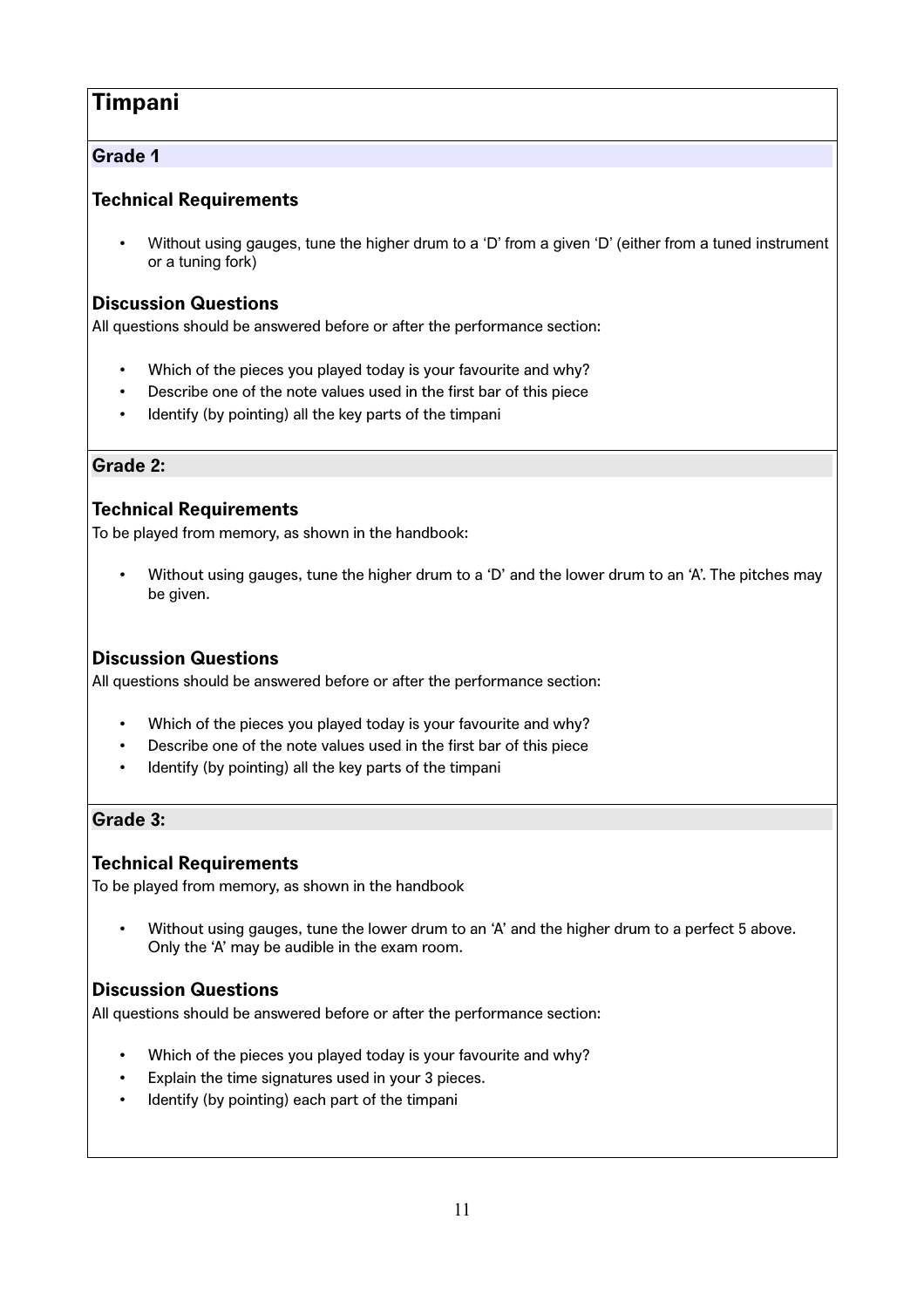# Timpani

## Grade 1

### Technical Requirements

- Without using gauges, tune the higher drum to a 'D' from a given 'D' (either from a tuned instrument or a tuning fork)

### Discussion Questions

All questions should be answered before or after the performance section:

- Which of the pieces you played today is your favourite and why?
- Describe one of the note values used in the first bar of this piece
- Identify (by pointing) all the key parts of the timpani

## Grade 2:

### Technical Requirements

To be played from memory, as shown in the handbook:

- Without using gauges, tune the higher drum to a 'D' and the lower drum to an 'A'. The pitches may be given.

### Discussion Questions

All questions should be answered before or after the performance section:

- Which of the pieces you played today is your favourite and why?
- Describe one of the note values used in the first bar of this piece
- Identify (by pointing) all the key parts of the timpani

## Grade 3:

### Technical Requirements

To be played from memory, as shown in the handbook

- Without using gauges, tune the lower drum to an 'A' and the higher drum to a perfect 5 above. Only the 'A' may be audible in the exam room.

### Discussion Questions

All questions should be answered before or after the performance section:

- Which of the pieces you played today is your favourite and why?
- Explain the time signatures used in your 3 pieces.
- Identify (by pointing) each part of the timpani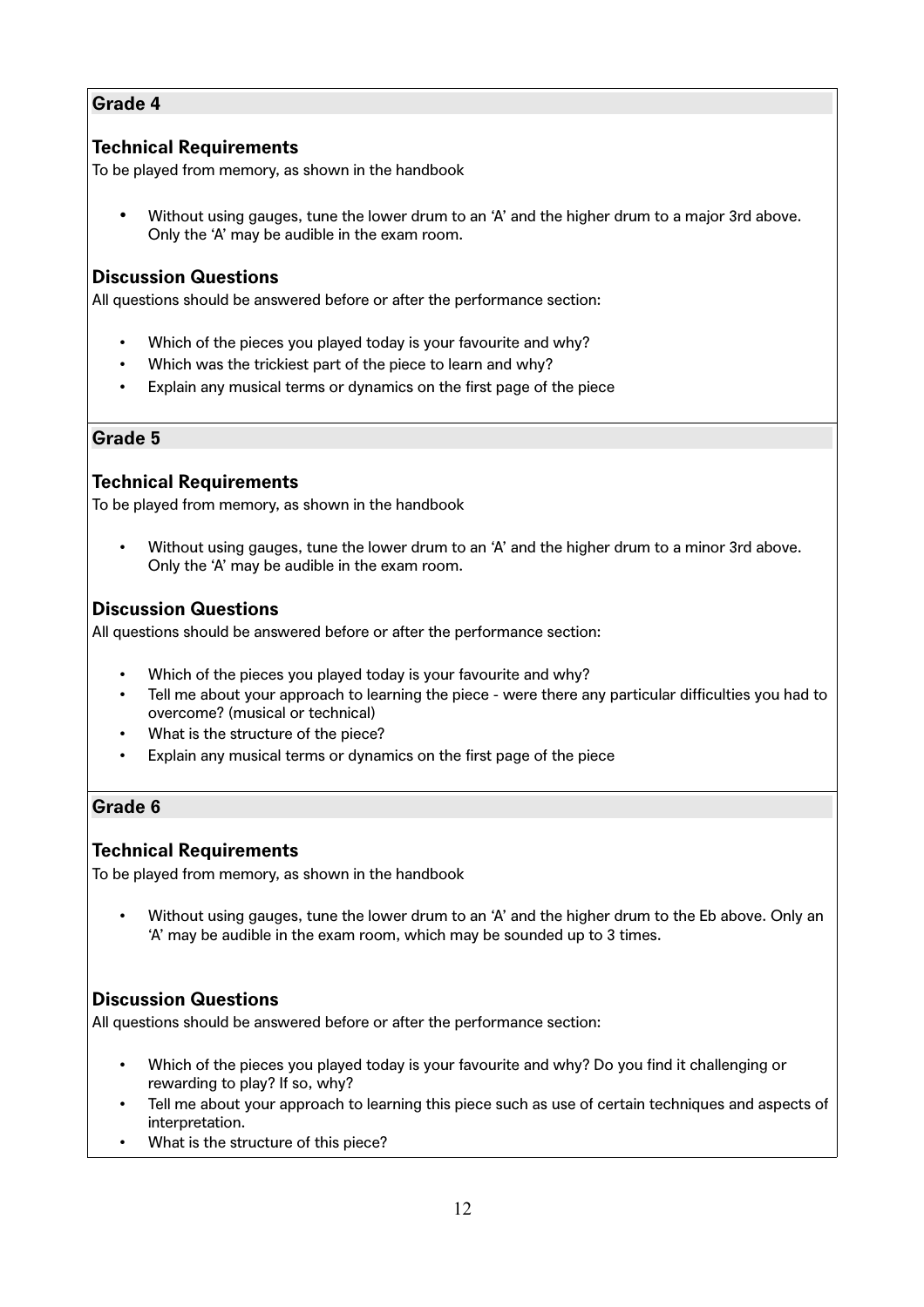## Grade 4

### Technical Requirements

To be played from memory, as shown in the handbook

- Without using gauges, tune the lower drum to an 'A' and the higher drum to a major 3rd above. Only the 'A' may be audible in the exam room.

### Discussion Questions

All questions should be answered before or after the performance section:

- Which of the pieces you played today is your favourite and why?
- Which was the trickiest part of the piece to learn and why?
- Explain any musical terms or dynamics on the first page of the piece

## Grade 5

### Technical Requirements

To be played from memory, as shown in the handbook

- Without using gauges, tune the lower drum to an 'A' and the higher drum to a minor 3rd above. Only the 'A' may be audible in the exam room.

### Discussion Questions

All questions should be answered before or after the performance section:

- Which of the pieces you played today is your favourite and why?
- Tell me about your approach to learning the piece - were there any particular difficulties you had to overcome? (musical or technical)
- What is the structure of the piece?
- Explain any musical terms or dynamics on the first page of the piece

## Grade 6

### Technical Requirements

To be played from memory, as shown in the handbook

- Without using gauges, tune the lower drum to an 'A' and the higher drum to the Eb above. Only an 'A' may be audible in the exam room, which may be sounded up to 3 times.

### Discussion Questions

All questions should be answered before or after the performance section:

- Which of the pieces you played today is your favourite and why? Do you find it challenging or rewarding to play? If so, why?
- Tell me about your approach to learning this piece such as use of certain techniques and aspects of interpretation.
- What is the structure of this piece?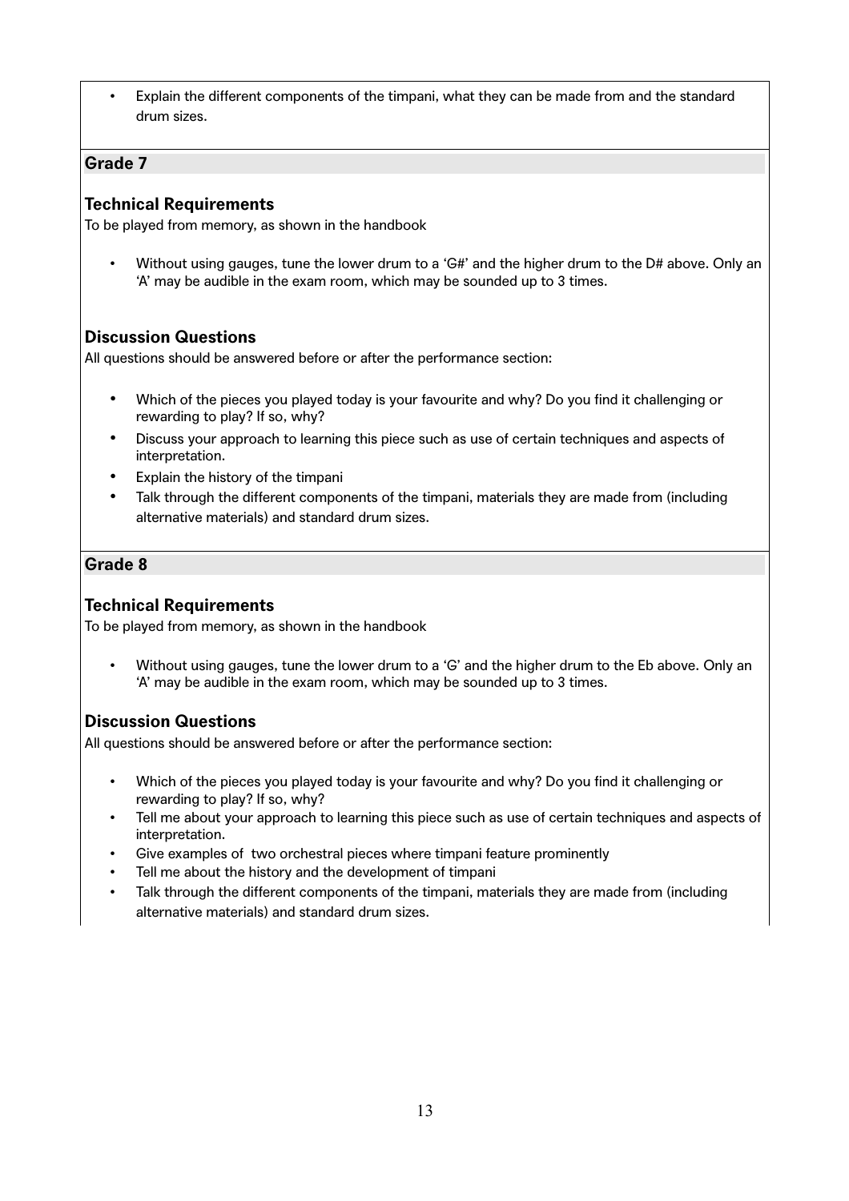- Explain the different components of the timpani, what they can be made from and the standard drum sizes.

## Grade 7

### Technical Requirements

To be played from memory, as shown in the handbook

- Without using gauges, tune the lower drum to a 'G#' and the higher drum to the D# above. Only an 'A' may be audible in the exam room, which may be sounded up to 3 times.

### Discussion Questions

All questions should be answered before or after the performance section:

- Which of the pieces you played today is your favourite and why? Do you find it challenging or rewarding to play? If so, why?
- Discuss your approach to learning this piece such as use of certain techniques and aspects of interpretation.
- Explain the history of the timpani
- Talk through the different components of the timpani, materials they are made from (including alternative materials) and standard drum sizes.

## Grade 8

### Technical Requirements

To be played from memory, as shown in the handbook

- Without using gauges, tune the lower drum to a 'G' and the higher drum to the Eb above. Only an 'A' may be audible in the exam room, which may be sounded up to 3 times.

### Discussion Questions

All questions should be answered before or after the performance section:

- Which of the pieces you played today is your favourite and why? Do you find it challenging or rewarding to play? If so, why?
- Tell me about your approach to learning this piece such as use of certain techniques and aspects of interpretation.
- Give examples of two orchestral pieces where timpani feature prominently
- Tell me about the history and the development of timpani
- Talk through the different components of the timpani, materials they are made from (including alternative materials) and standard drum sizes.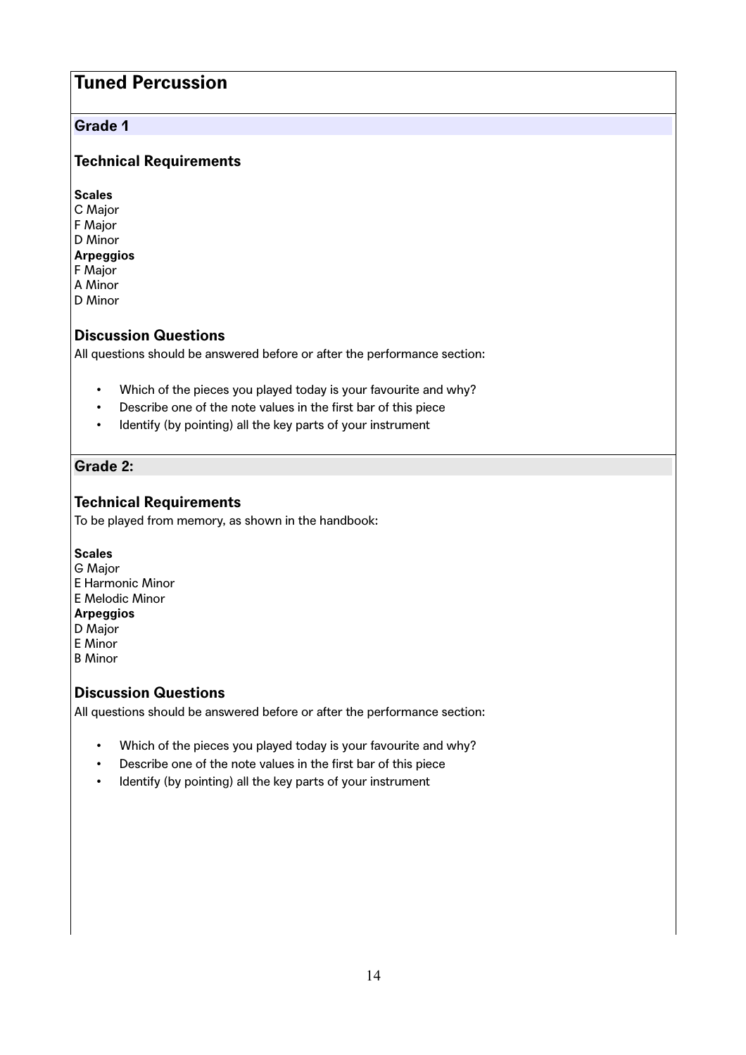# Tuned Percussion

## Grade 1

### Technical Requirements

**Scales**
C Major
F Major
D Minor
**Arpeggios**
F Major
A Minor
D Minor

### Discussion Questions

All questions should be answered before or after the performance section:

- Which of the pieces you played today is your favourite and why?
- Describe one of the note values in the first bar of this piece
- Identify (by pointing) all the key parts of your instrument

## Grade 2:

### Technical Requirements

To be played from memory, as shown in the handbook:

**Scales**
G Major
E Harmonic Minor
E Melodic Minor
**Arpeggios**
D Major
E Minor
B Minor

### Discussion Questions

All questions should be answered before or after the performance section:

- Which of the pieces you played today is your favourite and why?
- Describe one of the note values in the first bar of this piece
- Identify (by pointing) all the key parts of your instrument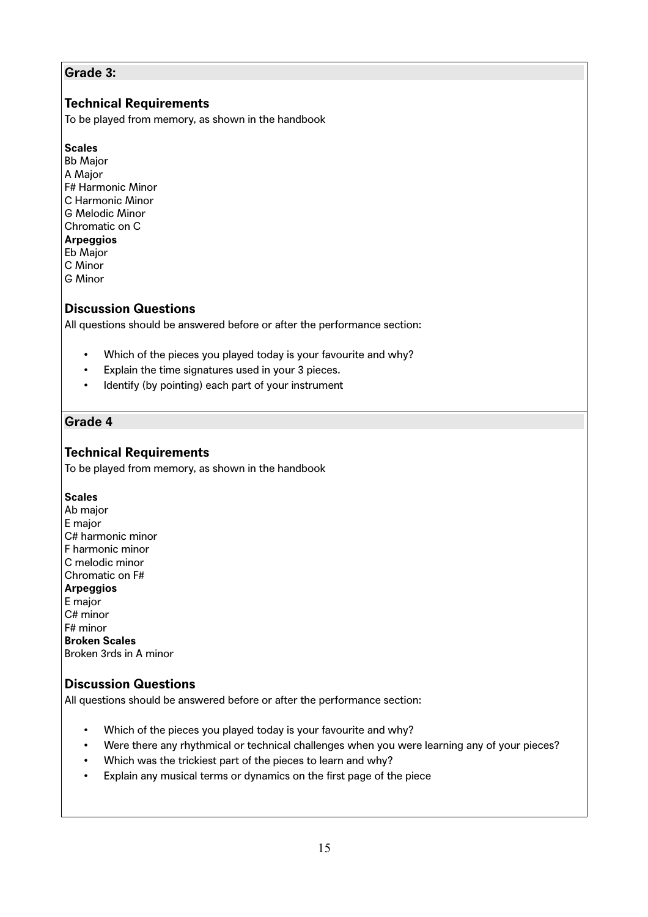## Grade 3:

### Technical Requirements

To be played from memory, as shown in the handbook

**Scales**
Bb Major
A Major
F# Harmonic Minor
C Harmonic Minor
G Melodic Minor
Chromatic on C
**Arpeggios**
Eb Major
C Minor
G Minor

### Discussion Questions

All questions should be answered before or after the performance section:

- Which of the pieces you played today is your favourite and why?
- Explain the time signatures used in your 3 pieces.
- Identify (by pointing) each part of your instrument

## Grade 4

### Technical Requirements

To be played from memory, as shown in the handbook

**Scales**
Ab major
E major
C# harmonic minor
F harmonic minor
C melodic minor
Chromatic on F#
**Arpeggios**
E major
C# minor
F# minor
**Broken Scales**
Broken 3rds in A minor

### Discussion Questions

All questions should be answered before or after the performance section:

- Which of the pieces you played today is your favourite and why?
- Were there any rhythmical or technical challenges when you were learning any of your pieces?
- Which was the trickiest part of the pieces to learn and why?
- Explain any musical terms or dynamics on the first page of the piece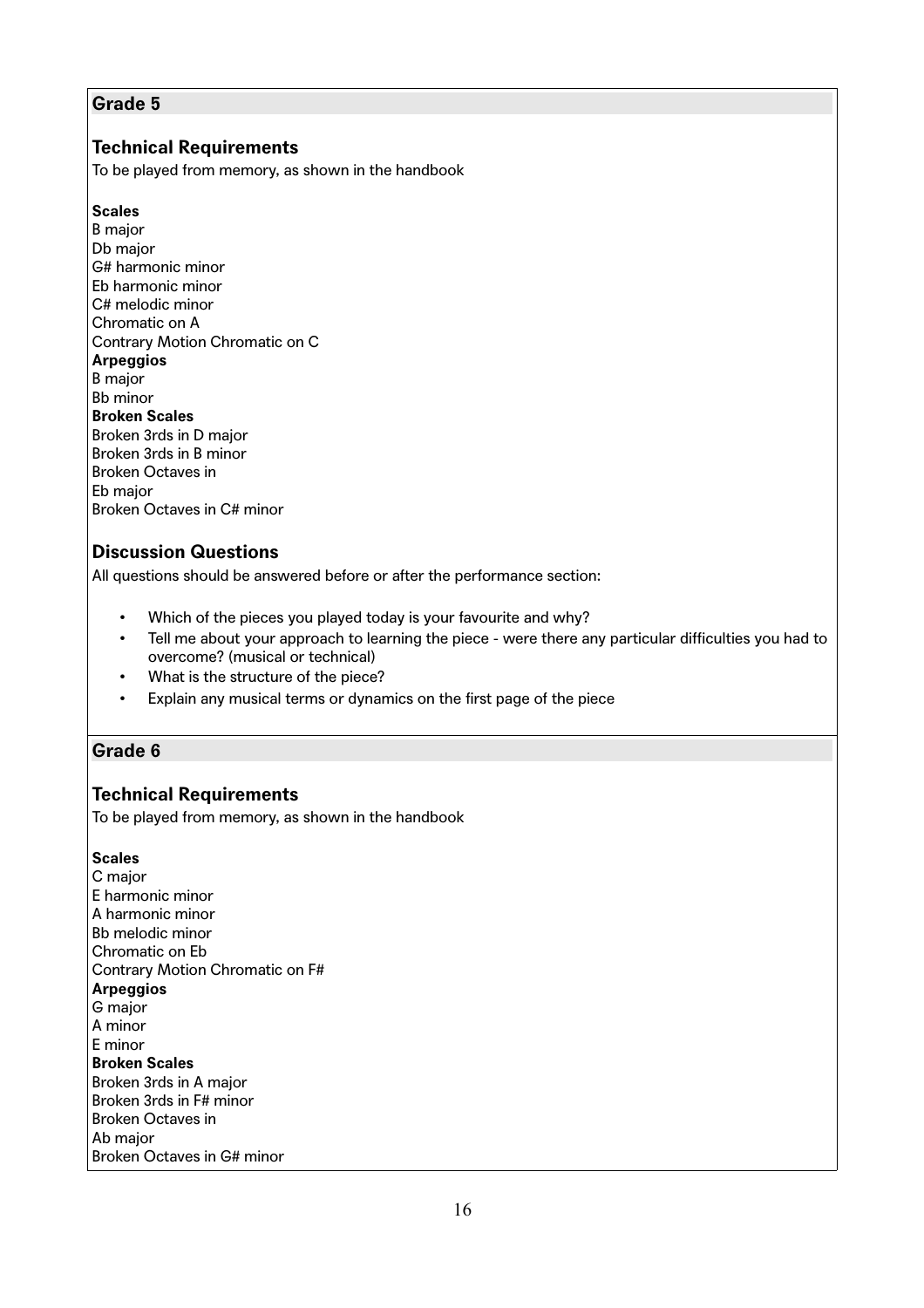## Grade 5

### Technical Requirements

To be played from memory, as shown in the handbook

**Scales**

B major
Db major
G# harmonic minor
Eb harmonic minor
C# melodic minor
Chromatic on A
Contrary Motion Chromatic on C

**Arpeggios**

B major
Bb minor

**Broken Scales**

Broken 3rds in D major
Broken 3rds in B minor
Broken Octaves in
Eb major
Broken Octaves in C# minor

### Discussion Questions

All questions should be answered before or after the performance section:

- Which of the pieces you played today is your favourite and why?
- Tell me about your approach to learning the piece - were there any particular difficulties you had to overcome? (musical or technical)
- What is the structure of the piece?
- Explain any musical terms or dynamics on the first page of the piece

## Grade 6

### Technical Requirements

To be played from memory, as shown in the handbook

**Scales**

C major
E harmonic minor
A harmonic minor
Bb melodic minor
Chromatic on Eb
Contrary Motion Chromatic on F#

**Arpeggios**

G major
A minor
E minor

**Broken Scales**

Broken 3rds in A major
Broken 3rds in F# minor
Broken Octaves in
Ab major
Broken Octaves in G# minor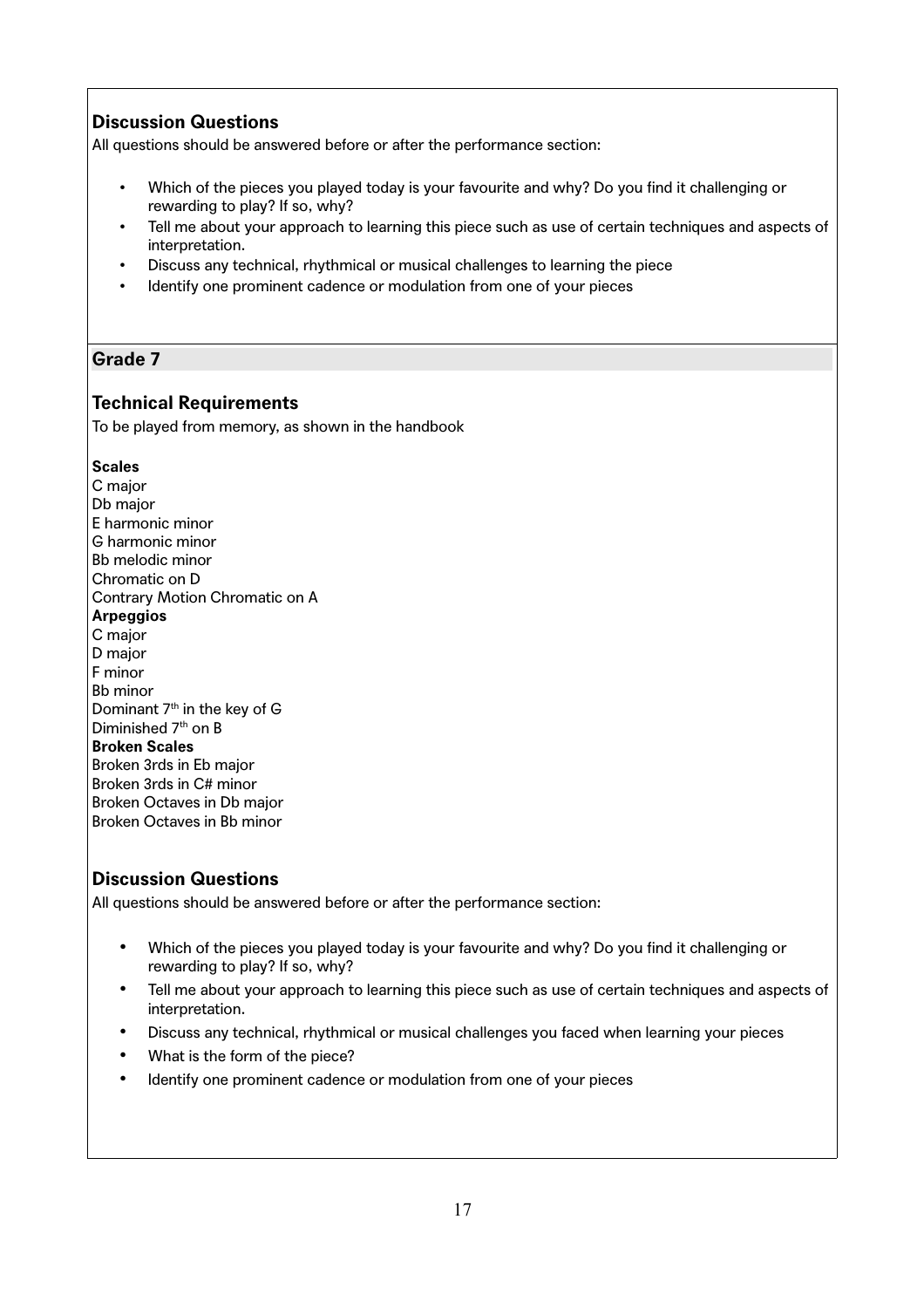### Discussion Questions

All questions should be answered before or after the performance section:

- Which of the pieces you played today is your favourite and why? Do you find it challenging or rewarding to play? If so, why?
- Tell me about your approach to learning this piece such as use of certain techniques and aspects of interpretation.
- Discuss any technical, rhythmical or musical challenges to learning the piece
- Identify one prominent cadence or modulation from one of your pieces

## Grade 7

### Technical Requirements

To be played from memory, as shown in the handbook

**Scales**
C major
Db major
E harmonic minor
G harmonic minor
Bb melodic minor
Chromatic on D
Contrary Motion Chromatic on A

**Arpeggios**
C major
D major
F minor
Bb minor
Dominant 7th in the key of G
Diminished 7th on B

**Broken Scales**
Broken 3rds in Eb major
Broken 3rds in C# minor
Broken Octaves in Db major
Broken Octaves in Bb minor

### Discussion Questions

All questions should be answered before or after the performance section:

- Which of the pieces you played today is your favourite and why? Do you find it challenging or rewarding to play? If so, why?
- Tell me about your approach to learning this piece such as use of certain techniques and aspects of interpretation.
- Discuss any technical, rhythmical or musical challenges you faced when learning your pieces
- What is the form of the piece?
- Identify one prominent cadence or modulation from one of your pieces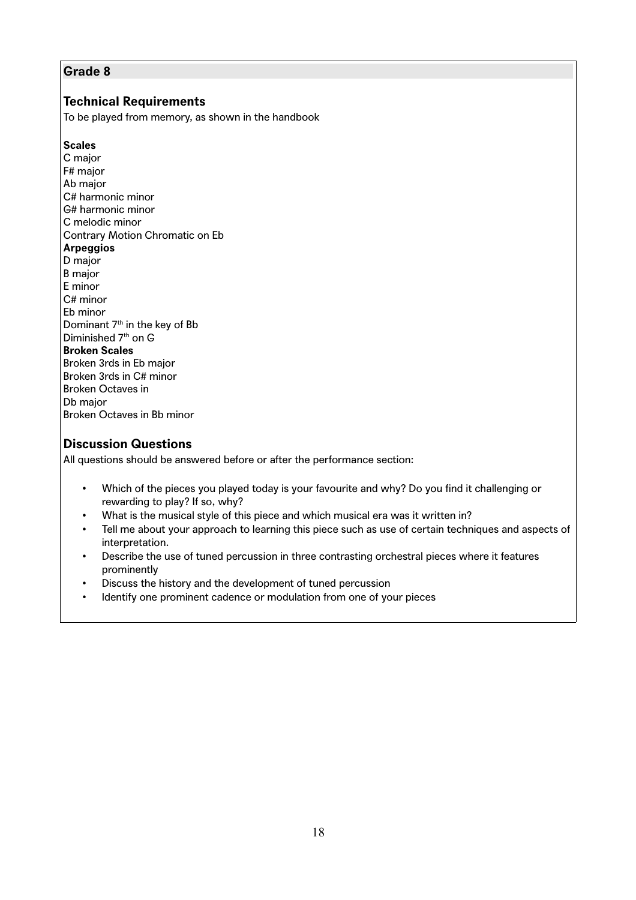## Grade 8

### Technical Requirements

To be played from memory, as shown in the handbook

**Scales**

C major
F# major
Ab major
C# harmonic minor
G# harmonic minor
C melodic minor
Contrary Motion Chromatic on Eb

**Arpeggios**

D major
B major
E minor
C# minor
Eb minor
Dominant 7th in the key of Bb
Diminished 7th on G

**Broken Scales**

Broken 3rds in Eb major
Broken 3rds in C# minor
Broken Octaves in
Db major
Broken Octaves in Bb minor

### Discussion Questions

All questions should be answered before or after the performance section:

- Which of the pieces you played today is your favourite and why? Do you find it challenging or rewarding to play? If so, why?
- What is the musical style of this piece and which musical era was it written in?
- Tell me about your approach to learning this piece such as use of certain techniques and aspects of interpretation.
- Describe the use of tuned percussion in three contrasting orchestral pieces where it features prominently
- Discuss the history and the development of tuned percussion
- Identify one prominent cadence or modulation from one of your pieces